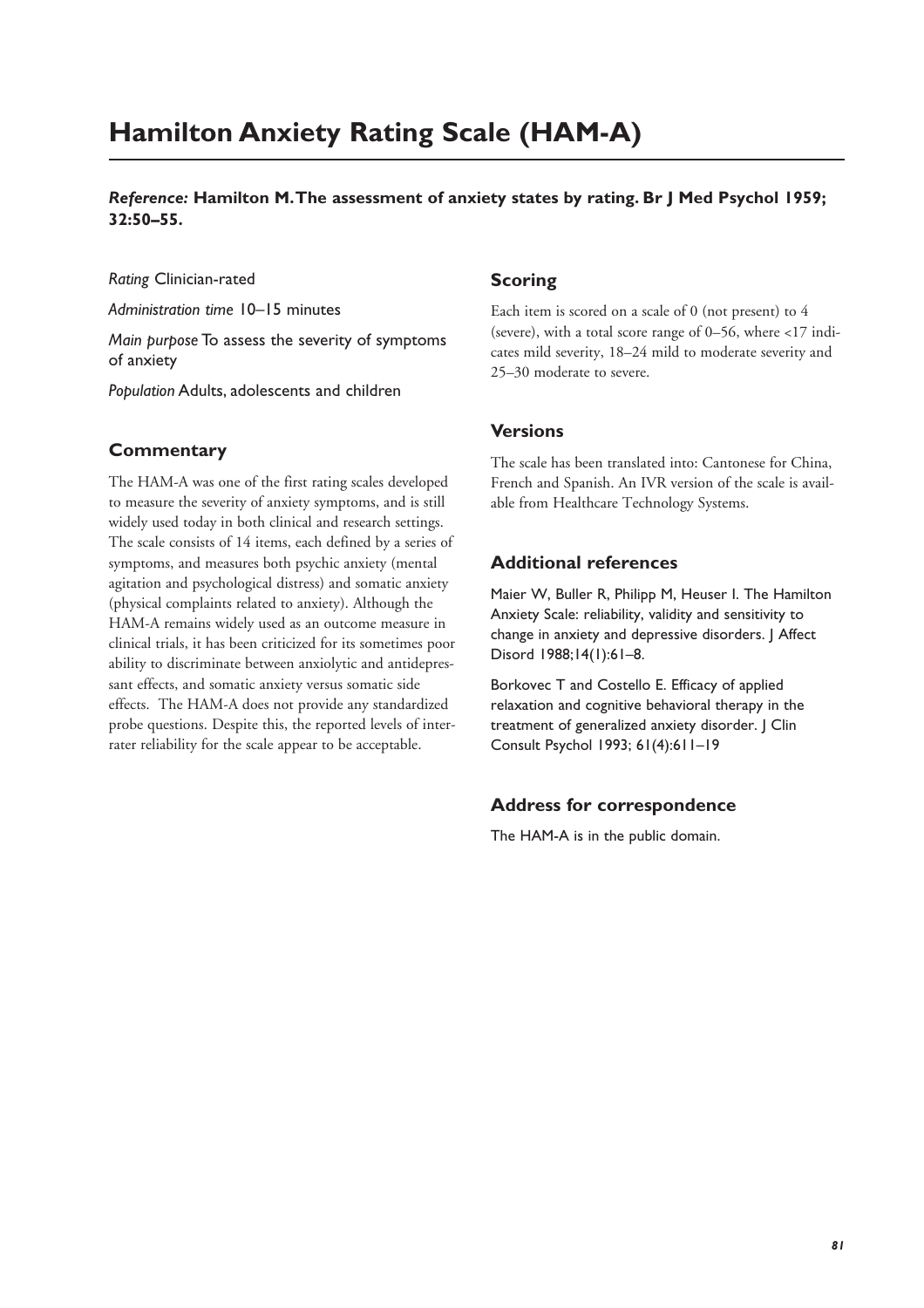# Hamilton Anxiety Rating Scale (HAM-A)

***Reference:*** **Hamilton M. The assessment of anxiety states by rating. Br J Med Psychol 1959; 32:50–55.**

*Rating* Clinician-rated

*Administration time* 10–15 minutes

*Main purpose* To assess the severity of symptoms of anxiety

*Population* Adults, adolescents and children

## Commentary

The HAM-A was one of the first rating scales developed to measure the severity of anxiety symptoms, and is still widely used today in both clinical and research settings. The scale consists of 14 items, each defined by a series of symptoms, and measures both psychic anxiety (mental agitation and psychological distress) and somatic anxiety (physical complaints related to anxiety). Although the HAM-A remains widely used as an outcome measure in clinical trials, it has been criticized for its sometimes poor ability to discriminate between anxiolytic and antidepressant effects, and somatic anxiety versus somatic side effects. The HAM-A does not provide any standardized probe questions. Despite this, the reported levels of inter-rater reliability for the scale appear to be acceptable.

## Scoring

Each item is scored on a scale of 0 (not present) to 4 (severe), with a total score range of 0–56, where <17 indicates mild severity, 18–24 mild to moderate severity and 25–30 moderate to severe.

## Versions

The scale has been translated into: Cantonese for China, French and Spanish. An IVR version of the scale is available from Healthcare Technology Systems.

## Additional references

Maier W, Buller R, Philipp M, Heuser I. The Hamilton Anxiety Scale: reliability, validity and sensitivity to change in anxiety and depressive disorders. J Affect Disord 1988;14(1):61–8.

Borkovec T and Costello E. Efficacy of applied relaxation and cognitive behavioral therapy in the treatment of generalized anxiety disorder. J Clin Consult Psychol 1993; 61(4):611–19

## Address for correspondence

The HAM-A is in the public domain.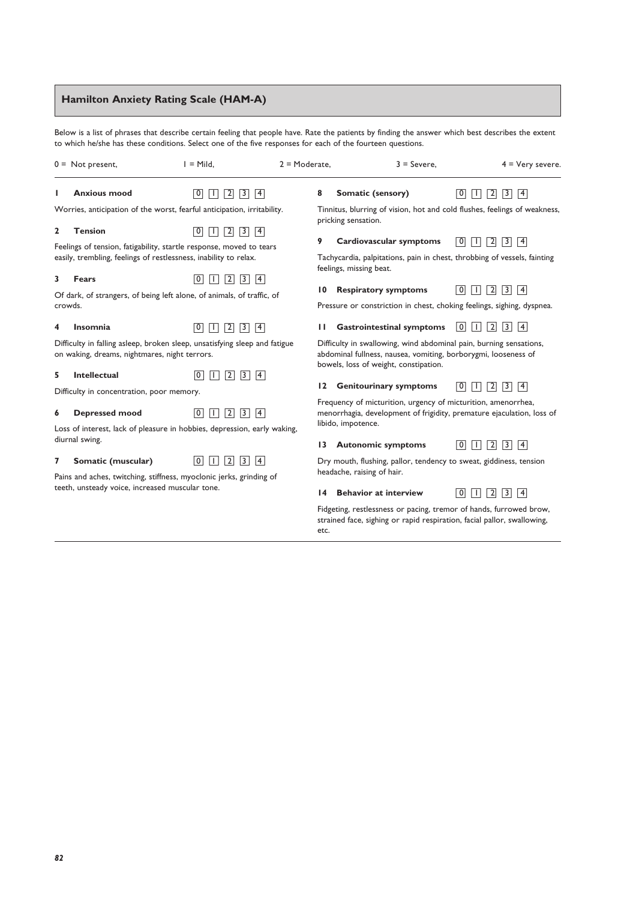## Hamilton Anxiety Rating Scale (HAM-A)

Below is a list of phrases that describe certain feeling that people have. Rate the patients by finding the answer which best describes the extent to which he/she has these conditions. Select one of the five responses for each of the fourteen questions.

0 = Not present, 1 = Mild, 2 = Moderate, 3 = Severe, 4 = Very severe.

**1 Anxious mood** 0 1 2 3 4

Worries, anticipation of the worst, fearful anticipation, irritability.

**2 Tension** 0 1 2 3 4

Feelings of tension, fatigability, startle response, moved to tears easily, trembling, feelings of restlessness, inability to relax.

**3 Fears** 0 1 2 3 4

Of dark, of strangers, of being left alone, of animals, of traffic, of crowds.

**4 Insomnia** 0 1 2 3 4

Difficulty in falling asleep, broken sleep, unsatisfying sleep and fatigue on waking, dreams, nightmares, night terrors.

**5 Intellectual** 0 1 2 3 4

Difficulty in concentration, poor memory.

**6 Depressed mood** 0 1 2 3 4

Loss of interest, lack of pleasure in hobbies, depression, early waking, diurnal swing.

**7 Somatic (muscular)** 0 1 2 3 4

Pains and aches, twitching, stiffness, myoclonic jerks, grinding of teeth, unsteady voice, increased muscular tone.

**8 Somatic (sensory)** 0 1 2 3 4

Tinnitus, blurring of vision, hot and cold flushes, feelings of weakness, pricking sensation.

**9 Cardiovascular symptoms** 0 1 2 3 4

Tachycardia, palpitations, pain in chest, throbbing of vessels, fainting feelings, missing beat.

**10 Respiratory symptoms** 0 1 2 3 4

Pressure or constriction in chest, choking feelings, sighing, dyspnea.

**11 Gastrointestinal symptoms** 0 1 2 3 4

Difficulty in swallowing, wind abdominal pain, burning sensations, abdominal fullness, nausea, vomiting, borborygmi, looseness of bowels, loss of weight, constipation.

**12 Genitourinary symptoms** 0 1 2 3 4

Frequency of micturition, urgency of micturition, amenorrhea, menorrhagia, development of frigidity, premature ejaculation, loss of libido, impotence.

**13 Autonomic symptoms** 0 1 2 3 4

Dry mouth, flushing, pallor, tendency to sweat, giddiness, tension headache, raising of hair.

**14 Behavior at interview** 0 1 2 3 4

Fidgeting, restlessness or pacing, tremor of hands, furrowed brow, strained face, sighing or rapid respiration, facial pallor, swallowing, etc.